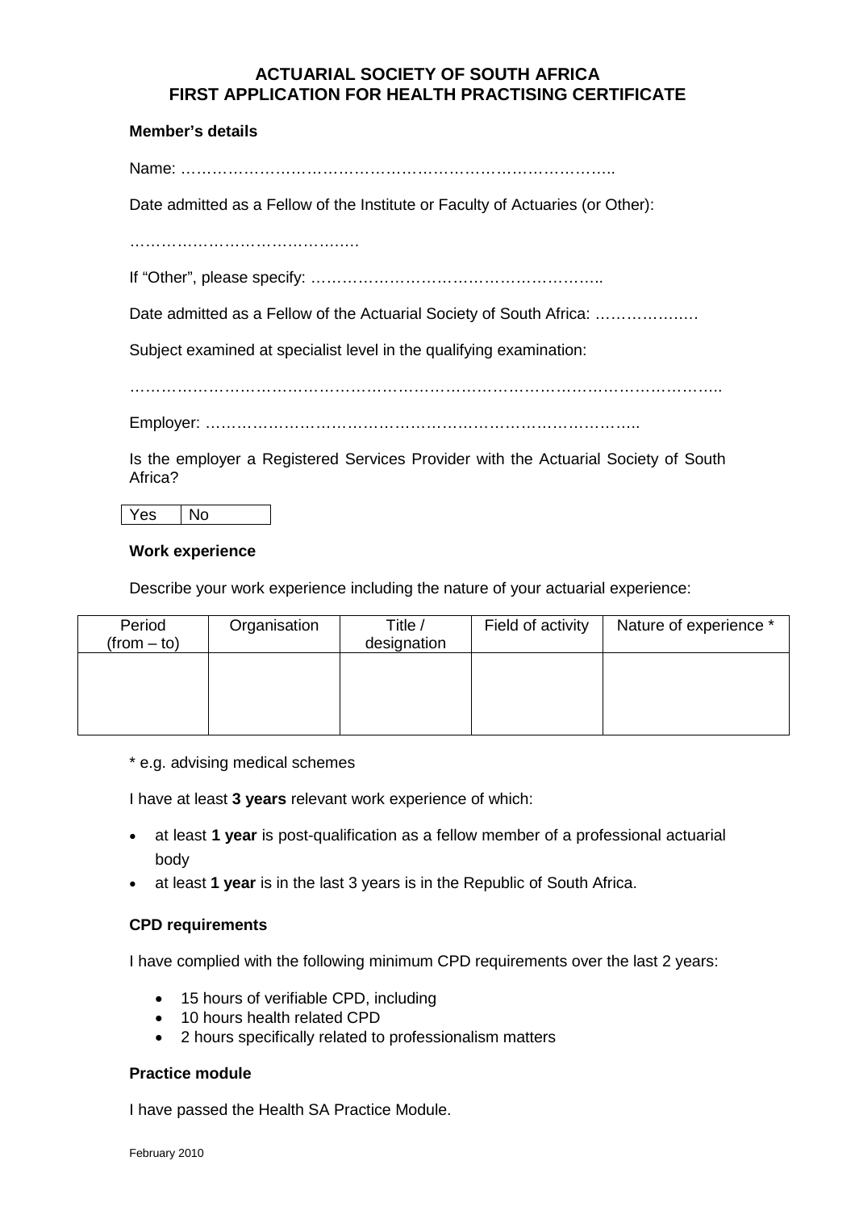# ACTUARIAL SOCIETY OF SOUTH AFRICA
# FIRST APPLICATION FOR HEALTH PRACTISING CERTIFICATE

**Member's details**

Name: ………………………………………………………………………..

Date admitted as a Fellow of the Institute or Faculty of Actuaries (or Other):

…………………………………….

If "Other", please specify: ………………………………………………..

Date admitted as a Fellow of the Actuarial Society of South Africa: ……………….

Subject examined at specialist level in the qualifying examination:

…………………………………………………………………………………………………..

Employer: ………………………………………………………………………..

Is the employer a Registered Services Provider with the Actuarial Society of South Africa?

| Yes | No |
|---|---|

**Work experience**

Describe your work experience including the nature of your actuarial experience:

| Period (from – to) | Organisation | Title / designation | Field of activity | Nature of experience * |
|---|---|---|---|---|
| | | | | |

\* e.g. advising medical schemes

I have at least **3 years** relevant work experience of which:

- at least **1 year** is post-qualification as a fellow member of a professional actuarial body
- at least **1 year** is in the last 3 years is in the Republic of South Africa.

**CPD requirements**

I have complied with the following minimum CPD requirements over the last 2 years:

- 15 hours of verifiable CPD, including
- 10 hours health related CPD
- 2 hours specifically related to professionalism matters

**Practice module**

I have passed the Health SA Practice Module.

February 2010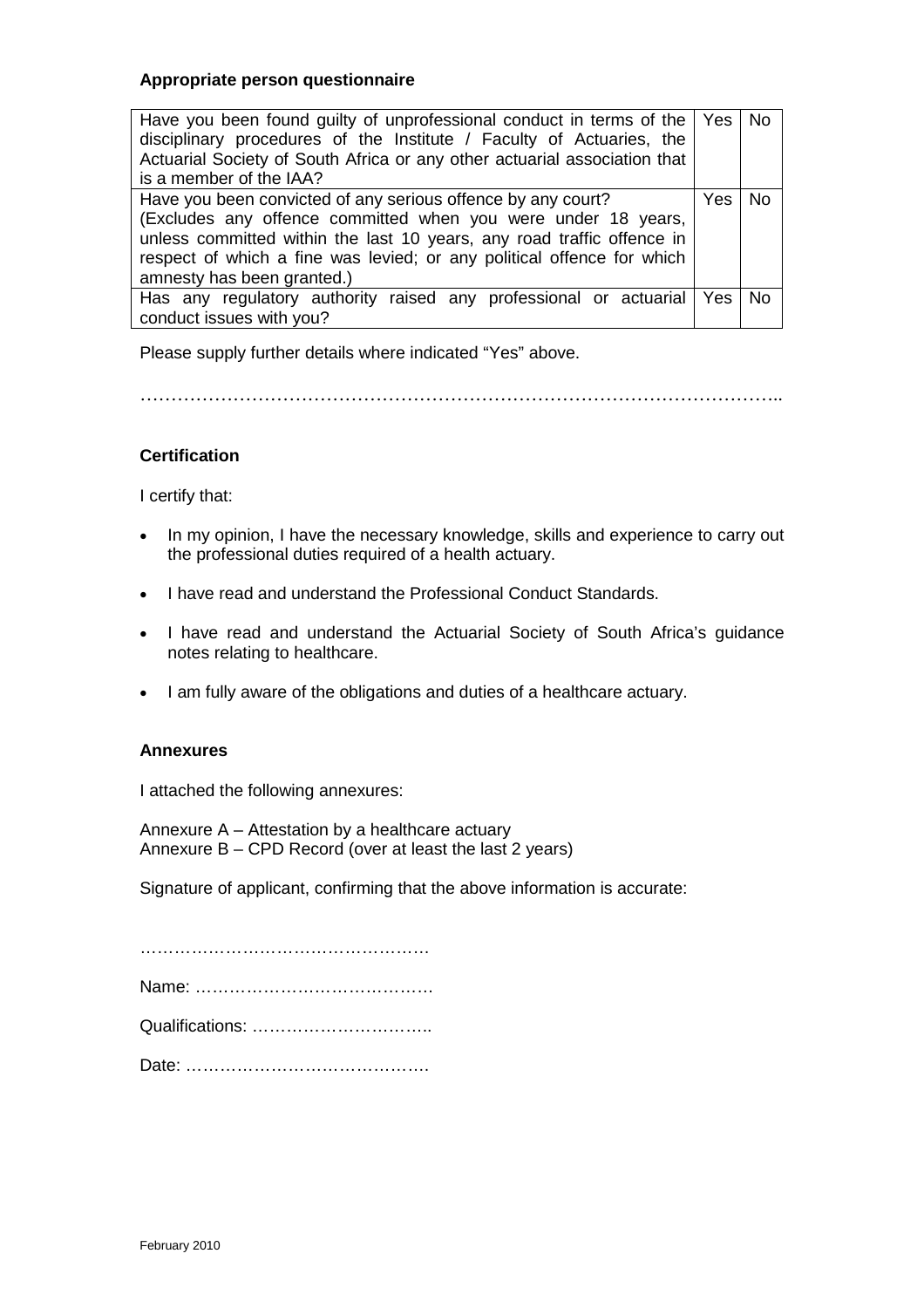**Appropriate person questionnaire**

| | | |
|---|---|---|
| Have you been found guilty of unprofessional conduct in terms of the disciplinary procedures of the Institute / Faculty of Actuaries, the Actuarial Society of South Africa or any other actuarial association that is a member of the IAA? | Yes | No |
| Have you been convicted of any serious offence by any court? (Excludes any offence committed when you were under 18 years, unless committed within the last 10 years, any road traffic offence in respect of which a fine was levied; or any political offence for which amnesty has been granted.) | Yes | No |
| Has any regulatory authority raised any professional or actuarial conduct issues with you? | Yes | No |

Please supply further details where indicated "Yes" above.

……………………………………………………………………………………………..

**Certification**

I certify that:

- In my opinion, I have the necessary knowledge, skills and experience to carry out the professional duties required of a health actuary.
- I have read and understand the Professional Conduct Standards.
- I have read and understand the Actuarial Society of South Africa's guidance notes relating to healthcare.
- I am fully aware of the obligations and duties of a healthcare actuary.

**Annexures**

I attached the following annexures:

Annexure A – Attestation by a healthcare actuary
Annexure B – CPD Record (over at least the last 2 years)

Signature of applicant, confirming that the above information is accurate:

……………………………………………

Name: ………………………………….

Qualifications: …………………………..

Date: …………………………………….

February 2010